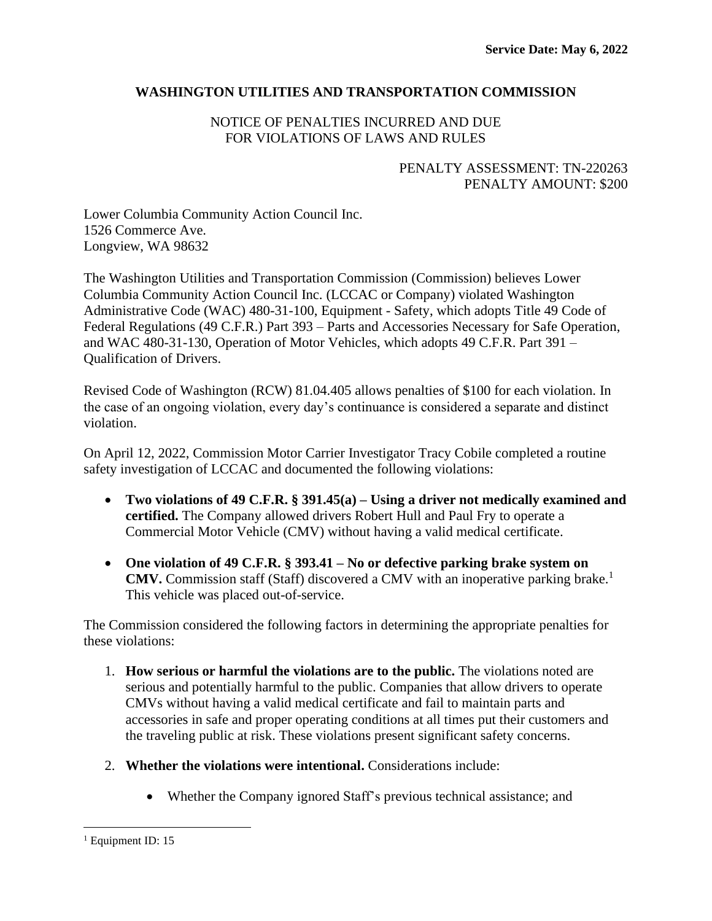**Service Date: May 6, 2022**

**WASHINGTON UTILITIES AND TRANSPORTATION COMMISSION**

NOTICE OF PENALTIES INCURRED AND DUE
FOR VIOLATIONS OF LAWS AND RULES

PENALTY ASSESSMENT: TN-220263
PENALTY AMOUNT: $200

Lower Columbia Community Action Council Inc.
1526 Commerce Ave.
Longview, WA 98632

The Washington Utilities and Transportation Commission (Commission) believes Lower Columbia Community Action Council Inc. (LCCAC or Company) violated Washington Administrative Code (WAC) 480-31-100, Equipment - Safety, which adopts Title 49 Code of Federal Regulations (49 C.F.R.) Part 393 – Parts and Accessories Necessary for Safe Operation, and WAC 480-31-130, Operation of Motor Vehicles, which adopts 49 C.F.R. Part 391 – Qualification of Drivers.

Revised Code of Washington (RCW) 81.04.405 allows penalties of $100 for each violation. In the case of an ongoing violation, every day's continuance is considered a separate and distinct violation.

On April 12, 2022, Commission Motor Carrier Investigator Tracy Cobile completed a routine safety investigation of LCCAC and documented the following violations:

- **Two violations of 49 C.F.R. § 391.45(a) – Using a driver not medically examined and certified.** The Company allowed drivers Robert Hull and Paul Fry to operate a Commercial Motor Vehicle (CMV) without having a valid medical certificate.
- **One violation of 49 C.F.R. § 393.41 – No or defective parking brake system on CMV.** Commission staff (Staff) discovered a CMV with an inoperative parking brake.[1] This vehicle was placed out-of-service.

The Commission considered the following factors in determining the appropriate penalties for these violations:

1. **How serious or harmful the violations are to the public.** The violations noted are serious and potentially harmful to the public. Companies that allow drivers to operate CMVs without having a valid medical certificate and fail to maintain parts and accessories in safe and proper operating conditions at all times put their customers and the traveling public at risk. These violations present significant safety concerns.
2. **Whether the violations were intentional.** Considerations include:
   - Whether the Company ignored Staff's previous technical assistance; and

[1] Equipment ID: 15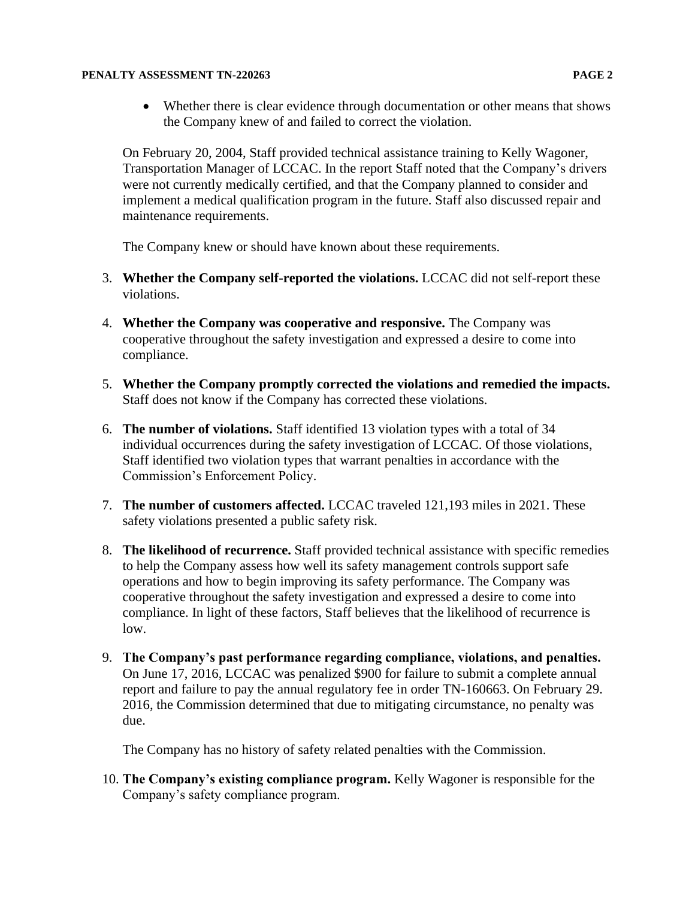- Whether there is clear evidence through documentation or other means that shows the Company knew of and failed to correct the violation.

On February 20, 2004, Staff provided technical assistance training to Kelly Wagoner, Transportation Manager of LCCAC. In the report Staff noted that the Company's drivers were not currently medically certified, and that the Company planned to consider and implement a medical qualification program in the future. Staff also discussed repair and maintenance requirements.

The Company knew or should have known about these requirements.

3. **Whether the Company self-reported the violations.** LCCAC did not self-report these violations.

4. **Whether the Company was cooperative and responsive.** The Company was cooperative throughout the safety investigation and expressed a desire to come into compliance.

5. **Whether the Company promptly corrected the violations and remedied the impacts.** Staff does not know if the Company has corrected these violations.

6. **The number of violations.** Staff identified 13 violation types with a total of 34 individual occurrences during the safety investigation of LCCAC. Of those violations, Staff identified two violation types that warrant penalties in accordance with the Commission's Enforcement Policy.

7. **The number of customers affected.** LCCAC traveled 121,193 miles in 2021. These safety violations presented a public safety risk.

8. **The likelihood of recurrence.** Staff provided technical assistance with specific remedies to help the Company assess how well its safety management controls support safe operations and how to begin improving its safety performance. The Company was cooperative throughout the safety investigation and expressed a desire to come into compliance. In light of these factors, Staff believes that the likelihood of recurrence is low.

9. **The Company's past performance regarding compliance, violations, and penalties.** On June 17, 2016, LCCAC was penalized $900 for failure to submit a complete annual report and failure to pay the annual regulatory fee in order TN-160663. On February 29. 2016, the Commission determined that due to mitigating circumstance, no penalty was due.

   The Company has no history of safety related penalties with the Commission.

10. **The Company's existing compliance program.** Kelly Wagoner is responsible for the Company's safety compliance program.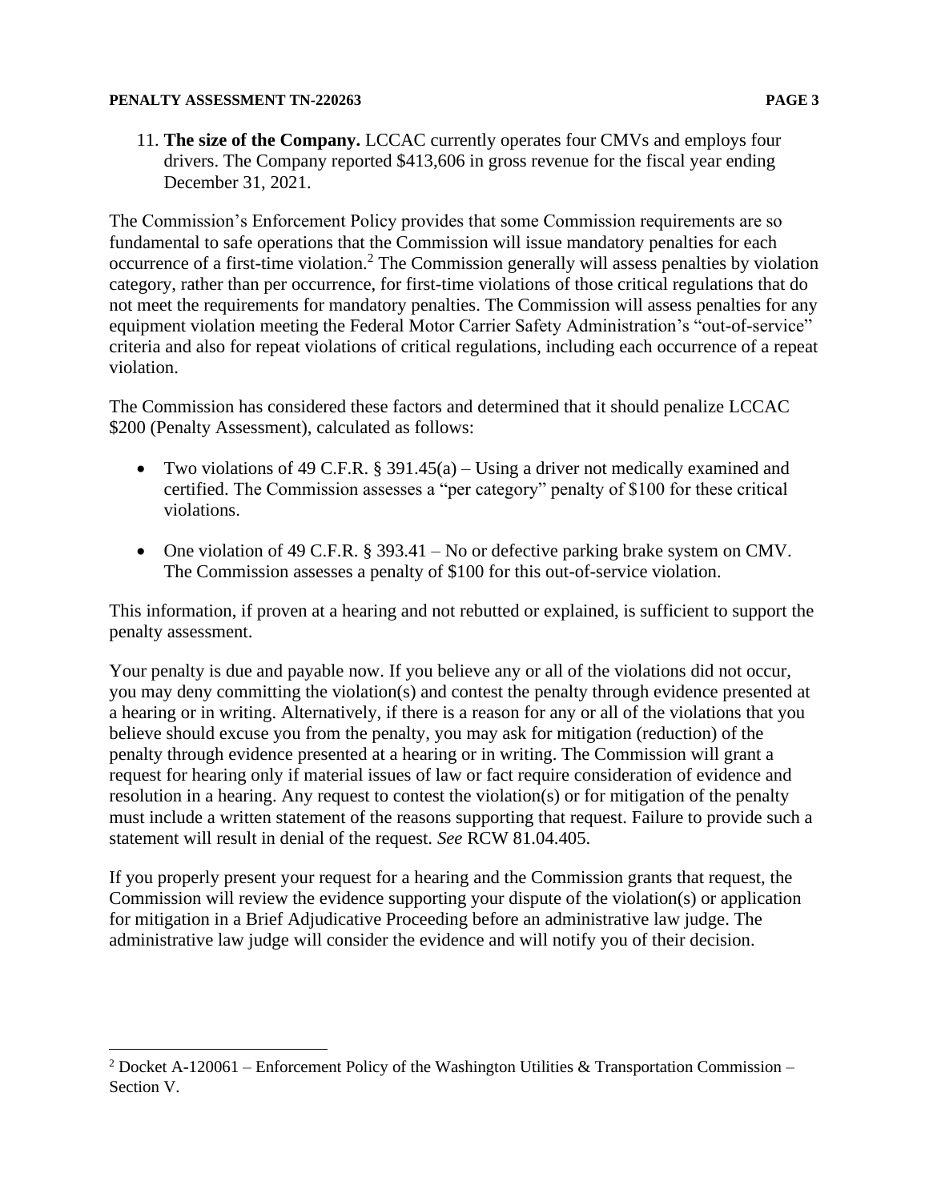11. **The size of the Company.** LCCAC currently operates four CMVs and employs four drivers. The Company reported $413,606 in gross revenue for the fiscal year ending December 31, 2021.

The Commission's Enforcement Policy provides that some Commission requirements are so fundamental to safe operations that the Commission will issue mandatory penalties for each occurrence of a first-time violation.[2] The Commission generally will assess penalties by violation category, rather than per occurrence, for first-time violations of those critical regulations that do not meet the requirements for mandatory penalties. The Commission will assess penalties for any equipment violation meeting the Federal Motor Carrier Safety Administration's "out-of-service" criteria and also for repeat violations of critical regulations, including each occurrence of a repeat violation.

The Commission has considered these factors and determined that it should penalize LCCAC $200 (Penalty Assessment), calculated as follows:

- Two violations of 49 C.F.R. § 391.45(a) – Using a driver not medically examined and certified. The Commission assesses a "per category" penalty of $100 for these critical violations.

- One violation of 49 C.F.R. § 393.41 – No or defective parking brake system on CMV. The Commission assesses a penalty of $100 for this out-of-service violation.

This information, if proven at a hearing and not rebutted or explained, is sufficient to support the penalty assessment.

Your penalty is due and payable now. If you believe any or all of the violations did not occur, you may deny committing the violation(s) and contest the penalty through evidence presented at a hearing or in writing. Alternatively, if there is a reason for any or all of the violations that you believe should excuse you from the penalty, you may ask for mitigation (reduction) of the penalty through evidence presented at a hearing or in writing. The Commission will grant a request for hearing only if material issues of law or fact require consideration of evidence and resolution in a hearing. Any request to contest the violation(s) or for mitigation of the penalty must include a written statement of the reasons supporting that request. Failure to provide such a statement will result in denial of the request. *See* RCW 81.04.405.

If you properly present your request for a hearing and the Commission grants that request, the Commission will review the evidence supporting your dispute of the violation(s) or application for mitigation in a Brief Adjudicative Proceeding before an administrative law judge. The administrative law judge will consider the evidence and will notify you of their decision.

---

[2] Docket A-120061 – Enforcement Policy of the Washington Utilities & Transportation Commission – Section V.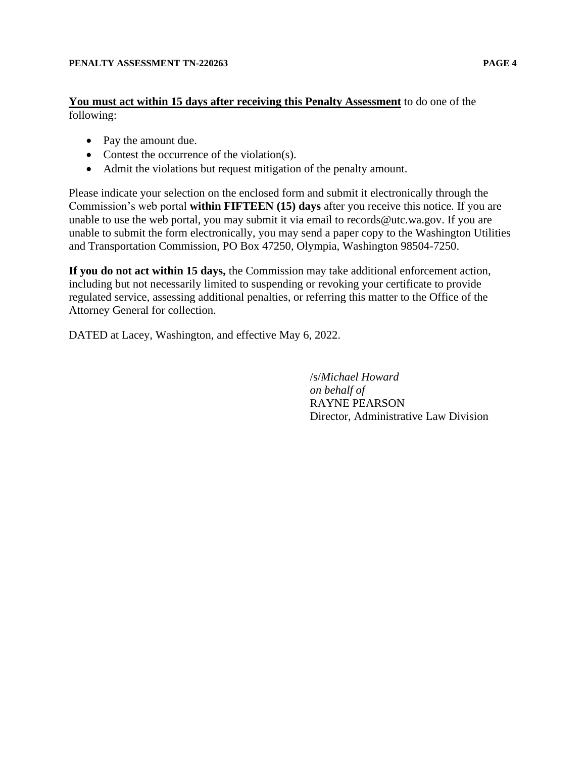**<u>You must act within 15 days after receiving this Penalty Assessment</u>** to do one of the following:

- Pay the amount due.
- Contest the occurrence of the violation(s).
- Admit the violations but request mitigation of the penalty amount.

Please indicate your selection on the enclosed form and submit it electronically through the Commission's web portal **within FIFTEEN (15) days** after you receive this notice. If you are unable to use the web portal, you may submit it via email to records@utc.wa.gov. If you are unable to submit the form electronically, you may send a paper copy to the Washington Utilities and Transportation Commission, PO Box 47250, Olympia, Washington 98504-7250.

**If you do not act within 15 days,** the Commission may take additional enforcement action, including but not necessarily limited to suspending or revoking your certificate to provide regulated service, assessing additional penalties, or referring this matter to the Office of the Attorney General for collection.

DATED at Lacey, Washington, and effective May 6, 2022.

/s/*Michael Howard*
*on behalf of*
RAYNE PEARSON
Director, Administrative Law Division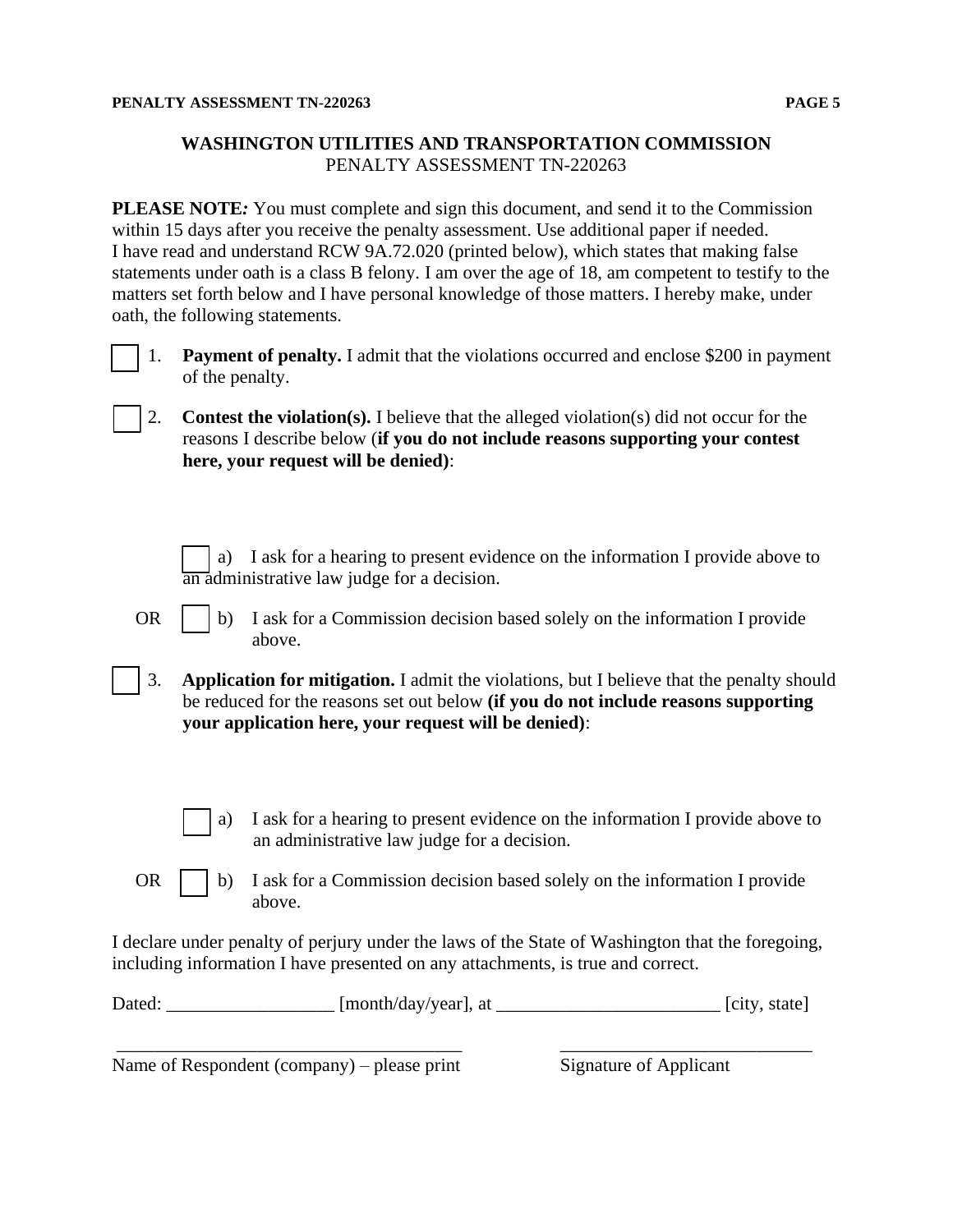## WASHINGTON UTILITIES AND TRANSPORTATION COMMISSION

PENALTY ASSESSMENT TN-220263

**PLEASE NOTE*:*** You must complete and sign this document, and send it to the Commission within 15 days after you receive the penalty assessment. Use additional paper if needed. I have read and understand RCW 9A.72.020 (printed below), which states that making false statements under oath is a class B felony. I am over the age of 18, am competent to testify to the matters set forth below and I have personal knowledge of those matters. I hereby make, under oath, the following statements.

☐ 1. **Payment of penalty.** I admit that the violations occurred and enclose $200 in payment of the penalty.

☐ 2. **Contest the violation(s).** I believe that the alleged violation(s) did not occur for the reasons I describe below (**if you do not include reasons supporting your contest here, your request will be denied)**:

☐ a) I ask for a hearing to present evidence on the information I provide above to an administrative law judge for a decision.

OR ☐ b) I ask for a Commission decision based solely on the information I provide above.

☐ 3. **Application for mitigation.** I admit the violations, but I believe that the penalty should be reduced for the reasons set out below **(if you do not include reasons supporting your application here, your request will be denied)**:

☐ a) I ask for a hearing to present evidence on the information I provide above to an administrative law judge for a decision.

OR ☐ b) I ask for a Commission decision based solely on the information I provide above.

I declare under penalty of perjury under the laws of the State of Washington that the foregoing, including information I have presented on any attachments, is true and correct.

Dated: __________________ [month/day/year], at ________________________ [city, state]

______________________________________ ____________________________

Name of Respondent (company) – please print Signature of Applicant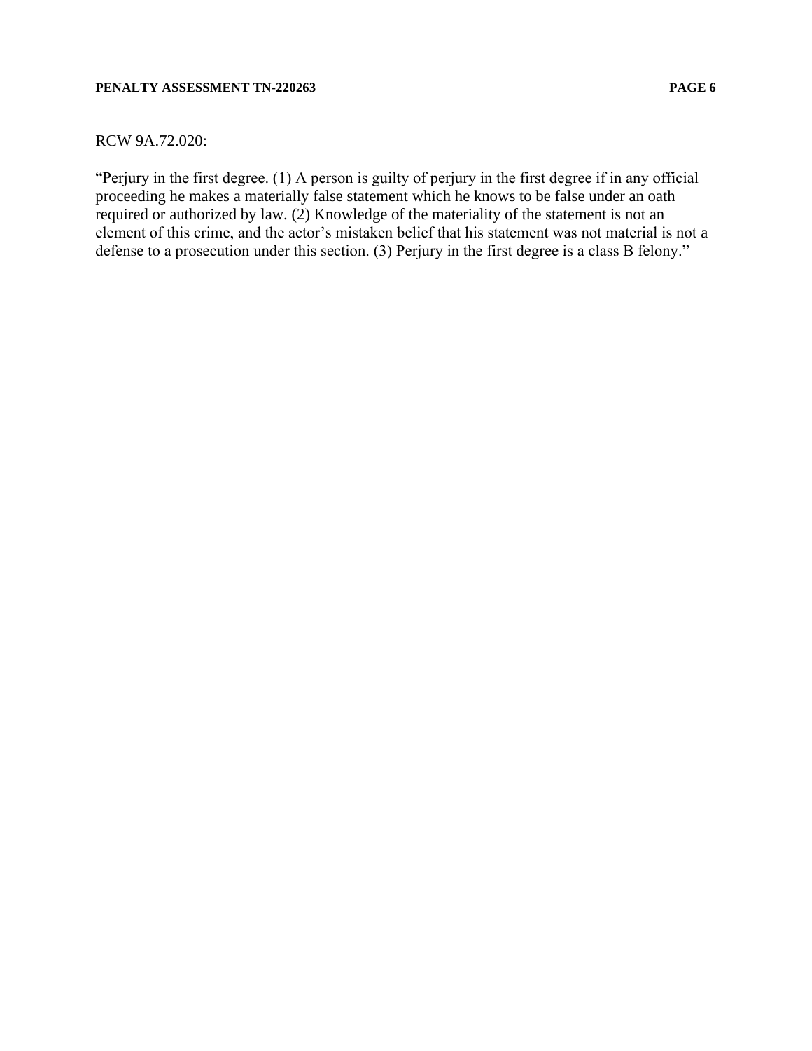RCW 9A.72.020:

"Perjury in the first degree. (1) A person is guilty of perjury in the first degree if in any official proceeding he makes a materially false statement which he knows to be false under an oath required or authorized by law. (2) Knowledge of the materiality of the statement is not an element of this crime, and the actor's mistaken belief that his statement was not material is not a defense to a prosecution under this section. (3) Perjury in the first degree is a class B felony."